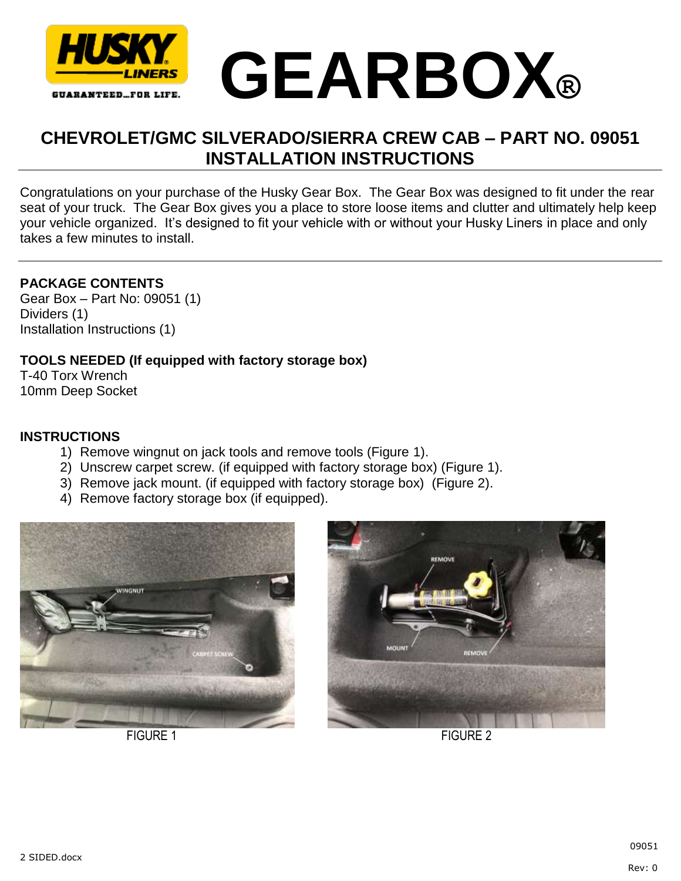# GEARBOX®

## CHEVROLET/GMC SILVERADO/SIERRA CREW CAB – PART NO. 09051
## INSTALLATION INSTRUCTIONS

Congratulations on your purchase of the Husky Gear Box. The Gear Box was designed to fit under the rear seat of your truck. The Gear Box gives you a place to store loose items and clutter and ultimately help keep your vehicle organized. It's designed to fit your vehicle with or without your Husky Liners in place and only takes a few minutes to install.

**PACKAGE CONTENTS**

Gear Box – Part No: 09051 (1)
Dividers (1)
Installation Instructions (1)

**TOOLS NEEDED (If equipped with factory storage box)**

T-40 Torx Wrench
10mm Deep Socket

**INSTRUCTIONS**

1) Remove wingnut on jack tools and remove tools (Figure 1).
2) Unscrew carpet screw. (if equipped with factory storage box) (Figure 1).
3) Remove jack mount. (if equipped with factory storage box) (Figure 2).
4) Remove factory storage box (if equipped).

FIGURE 1

FIGURE 2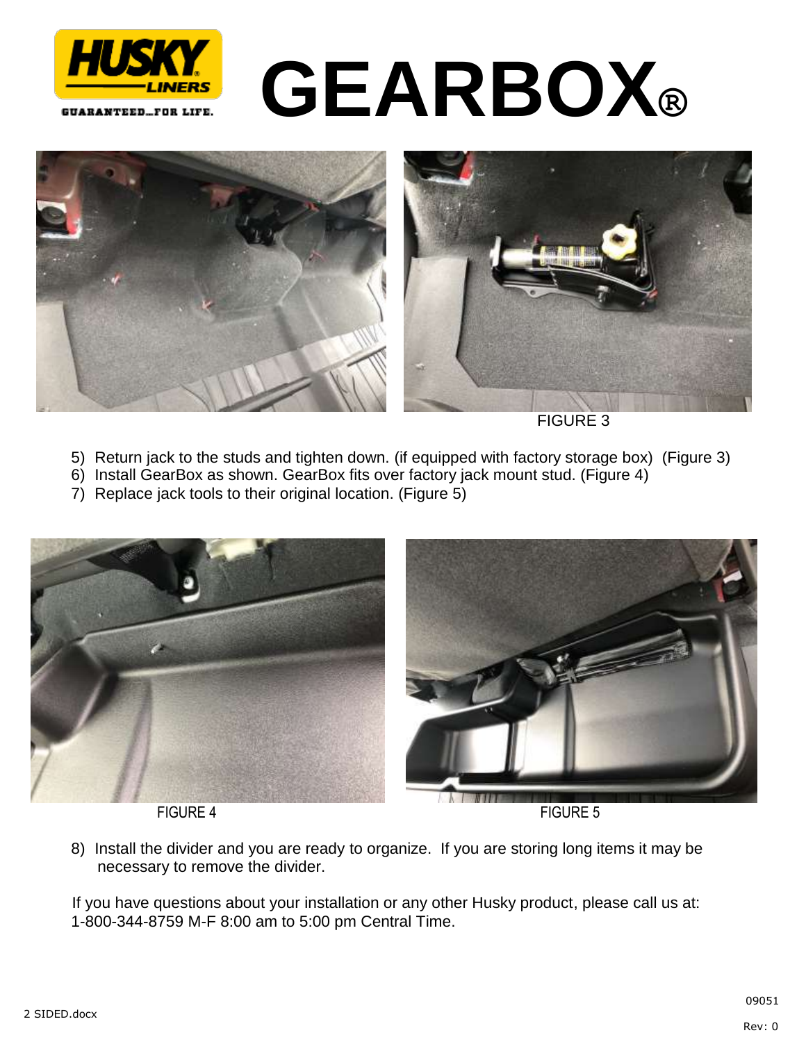# GEARBOX®

FIGURE 3

5) Return jack to the studs and tighten down. (if equipped with factory storage box) (Figure 3)
6) Install GearBox as shown. GearBox fits over factory jack mount stud. (Figure 4)
7) Replace jack tools to their original location. (Figure 5)

FIGURE 4

FIGURE 5

8) Install the divider and you are ready to organize. If you are storing long items it may be necessary to remove the divider.

If you have questions about your installation or any other Husky product, please call us at: 1-800-344-8759 M-F 8:00 am to 5:00 pm Central Time.